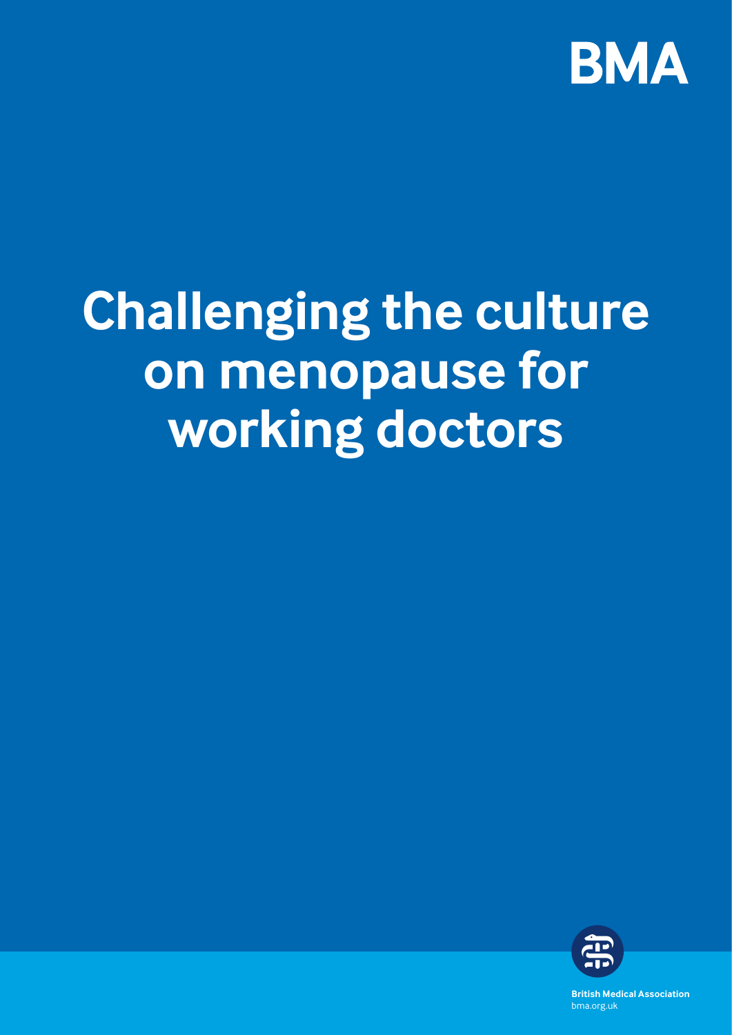BMA

# Challenging the culture on menopause for working doctors

British Medical Association
bma.org.uk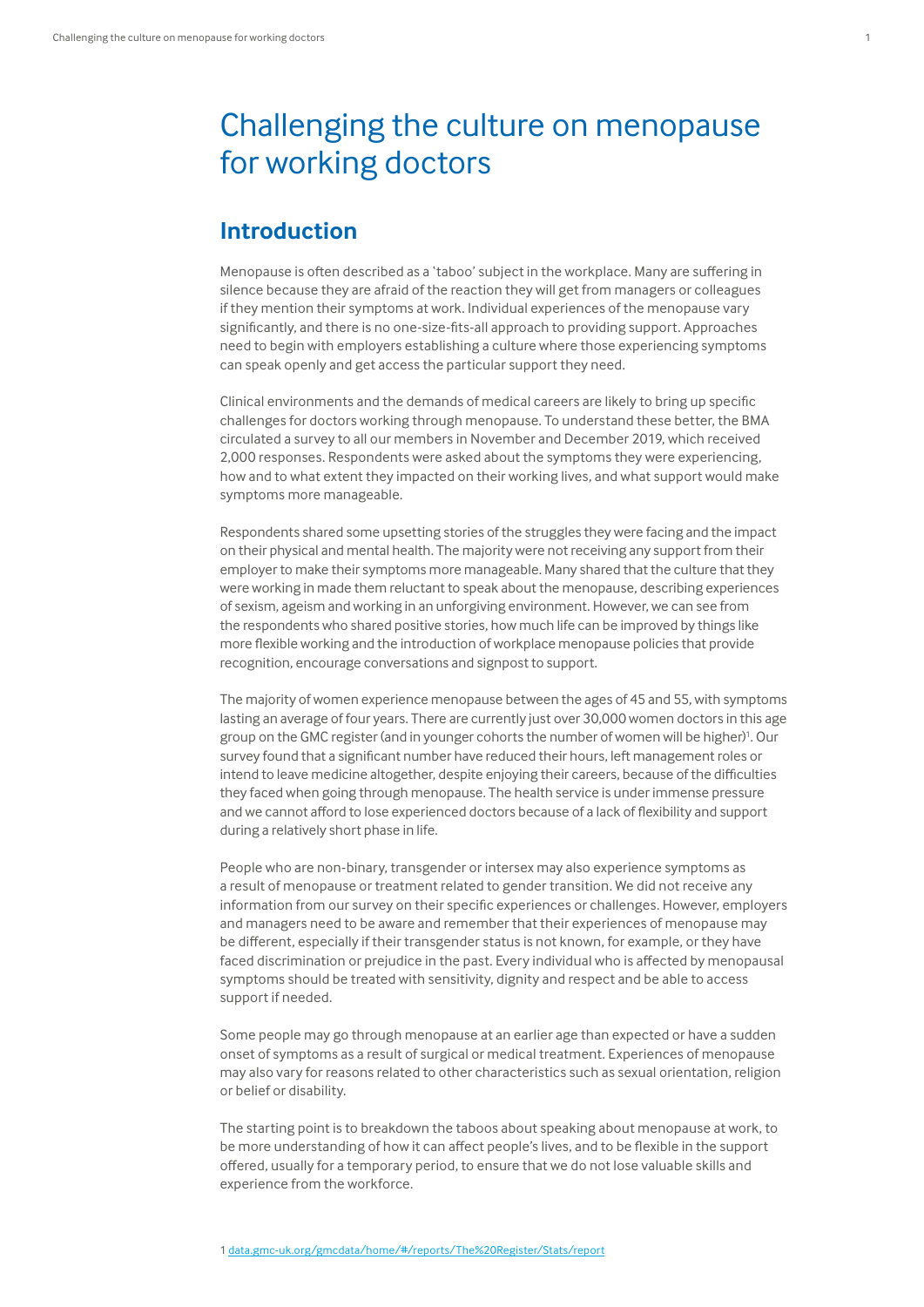# Challenging the culture on menopause for working doctors

## Introduction

Menopause is often described as a 'taboo' subject in the workplace. Many are suffering in silence because they are afraid of the reaction they will get from managers or colleagues if they mention their symptoms at work. Individual experiences of the menopause vary significantly, and there is no one-size-fits-all approach to providing support. Approaches need to begin with employers establishing a culture where those experiencing symptoms can speak openly and get access the particular support they need.

Clinical environments and the demands of medical careers are likely to bring up specific challenges for doctors working through menopause. To understand these better, the BMA circulated a survey to all our members in November and December 2019, which received 2,000 responses. Respondents were asked about the symptoms they were experiencing, how and to what extent they impacted on their working lives, and what support would make symptoms more manageable.

Respondents shared some upsetting stories of the struggles they were facing and the impact on their physical and mental health. The majority were not receiving any support from their employer to make their symptoms more manageable. Many shared that the culture that they were working in made them reluctant to speak about the menopause, describing experiences of sexism, ageism and working in an unforgiving environment. However, we can see from the respondents who shared positive stories, how much life can be improved by things like more flexible working and the introduction of workplace menopause policies that provide recognition, encourage conversations and signpost to support.

The majority of women experience menopause between the ages of 45 and 55, with symptoms lasting an average of four years. There are currently just over 30,000 women doctors in this age group on the GMC register (and in younger cohorts the number of women will be higher)[1]. Our survey found that a significant number have reduced their hours, left management roles or intend to leave medicine altogether, despite enjoying their careers, because of the difficulties they faced when going through menopause. The health service is under immense pressure and we cannot afford to lose experienced doctors because of a lack of flexibility and support during a relatively short phase in life.

People who are non-binary, transgender or intersex may also experience symptoms as a result of menopause or treatment related to gender transition. We did not receive any information from our survey on their specific experiences or challenges. However, employers and managers need to be aware and remember that their experiences of menopause may be different, especially if their transgender status is not known, for example, or they have faced discrimination or prejudice in the past. Every individual who is affected by menopausal symptoms should be treated with sensitivity, dignity and respect and be able to access support if needed.

Some people may go through menopause at an earlier age than expected or have a sudden onset of symptoms as a result of surgical or medical treatment. Experiences of menopause may also vary for reasons related to other characteristics such as sexual orientation, religion or belief or disability.

The starting point is to breakdown the taboos about speaking about menopause at work, to be more understanding of how it can affect people's lives, and to be flexible in the support offered, usually for a temporary period, to ensure that we do not lose valuable skills and experience from the workforce.

1 data.gmc-uk.org/gmcdata/home/#/reports/The%20Register/Stats/report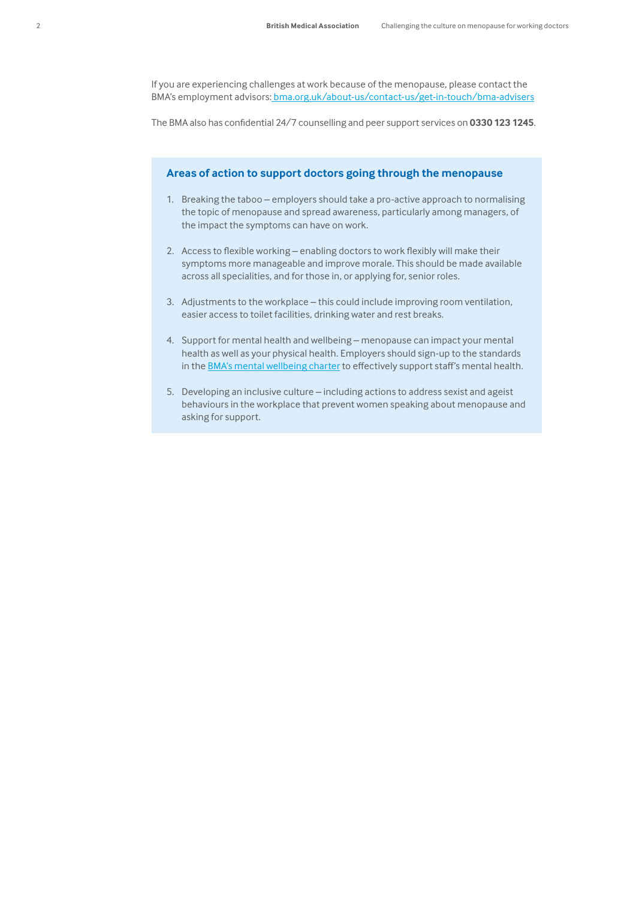If you are experiencing challenges at work because of the menopause, please contact the BMA's employment advisors: [bma.org.uk/about-us/contact-us/get-in-touch/bma-advisers](https://bma.org.uk/about-us/contact-us/get-in-touch/bma-advisers)

The BMA also has confidential 24/7 counselling and peer support services on **0330 123 1245**.

## Areas of action to support doctors going through the menopause

1. Breaking the taboo – employers should take a pro-active approach to normalising the topic of menopause and spread awareness, particularly among managers, of the impact the symptoms can have on work.

2. Access to flexible working – enabling doctors to work flexibly will make their symptoms more manageable and improve morale. This should be made available across all specialities, and for those in, or applying for, senior roles.

3. Adjustments to the workplace – this could include improving room ventilation, easier access to toilet facilities, drinking water and rest breaks.

4. Support for mental health and wellbeing – menopause can impact your mental health as well as your physical health. Employers should sign-up to the standards in the BMA's mental wellbeing charter to effectively support staff's mental health.

5. Developing an inclusive culture – including actions to address sexist and ageist behaviours in the workplace that prevent women speaking about menopause and asking for support.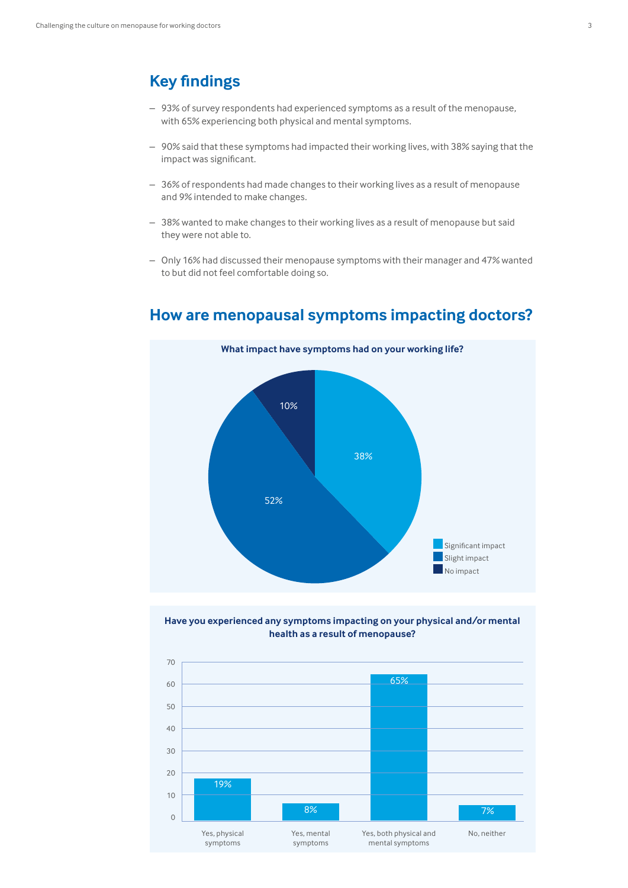## Key findings

– 93% of survey respondents had experienced symptoms as a result of the menopause, with 65% experiencing both physical and mental symptoms.

– 90% said that these symptoms had impacted their working lives, with 38% saying that the impact was significant.

– 36% of respondents had made changes to their working lives as a result of menopause and 9% intended to make changes.

– 38% wanted to make changes to their working lives as a result of menopause but said they were not able to.

– Only 16% had discussed their menopause symptoms with their manager and 47% wanted to but did not feel comfortable doing so.

## How are menopausal symptoms impacting doctors?

**What impact have symptoms had on your working life?**

| Response | % |
|---|---|
| Significant impact | 38% |
| Slight impact | 52% |
| No impact | 10% |

**Have you experienced any symptoms impacting on your physical and/or mental health as a result of menopause?**

| Response | % |
|---|---|
| Yes, physical symptoms | 19% |
| Yes, mental symptoms | 8% |
| Yes, both physical and mental symptoms | 65% |
| No, neither | 7% |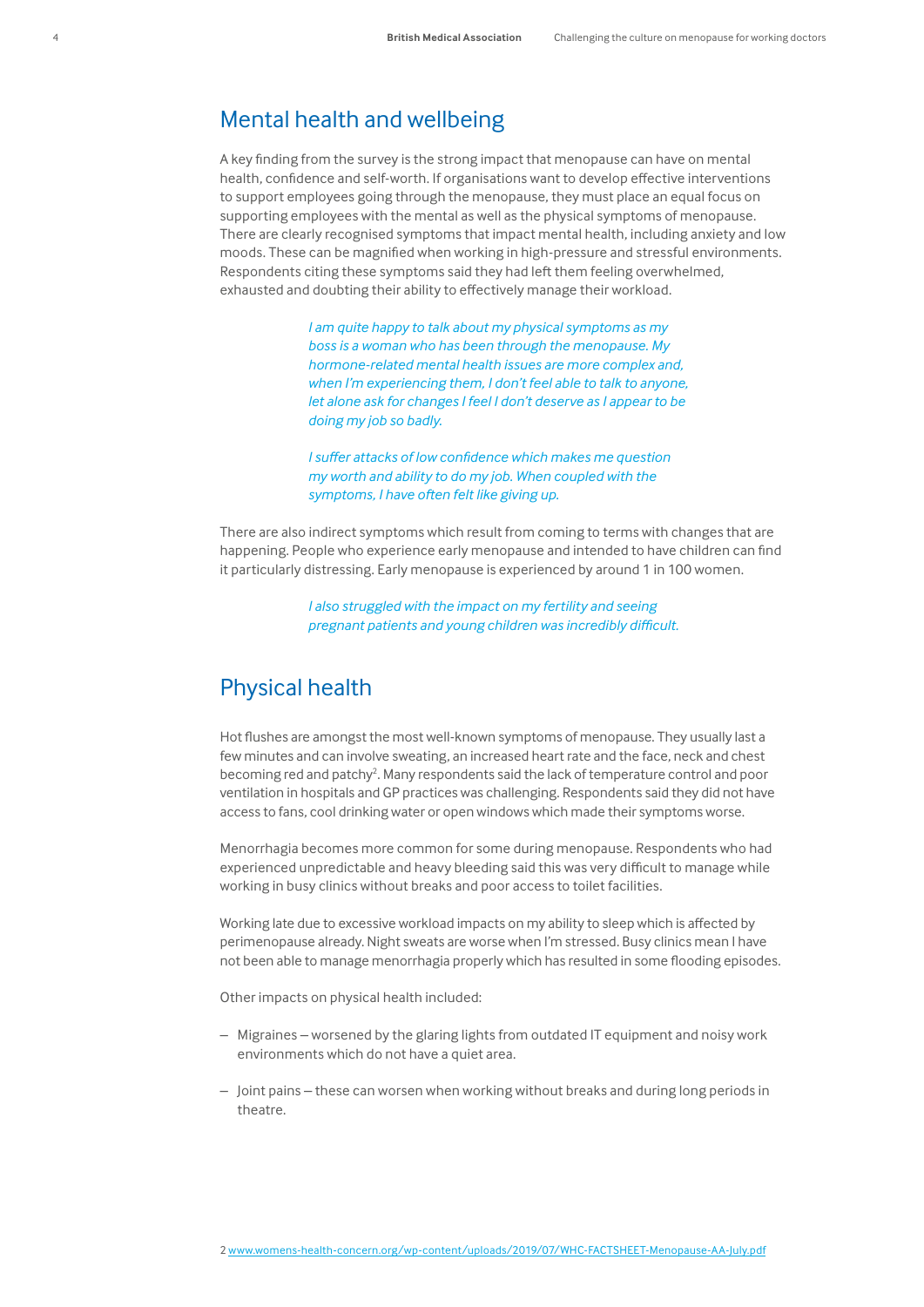## Mental health and wellbeing

A key finding from the survey is the strong impact that menopause can have on mental health, confidence and self-worth. If organisations want to develop effective interventions to support employees going through the menopause, they must place an equal focus on supporting employees with the mental as well as the physical symptoms of menopause. There are clearly recognised symptoms that impact mental health, including anxiety and low moods. These can be magnified when working in high-pressure and stressful environments. Respondents citing these symptoms said they had left them feeling overwhelmed, exhausted and doubting their ability to effectively manage their workload.

> *I am quite happy to talk about my physical symptoms as my boss is a woman who has been through the menopause. My hormone-related mental health issues are more complex and, when I'm experiencing them, I don't feel able to talk to anyone, let alone ask for changes I feel I don't deserve as I appear to be doing my job so badly.*

> *I suffer attacks of low confidence which makes me question my worth and ability to do my job. When coupled with the symptoms, I have often felt like giving up.*

There are also indirect symptoms which result from coming to terms with changes that are happening. People who experience early menopause and intended to have children can find it particularly distressing. Early menopause is experienced by around 1 in 100 women.

> *I also struggled with the impact on my fertility and seeing pregnant patients and young children was incredibly difficult.*

## Physical health

Hot flushes are amongst the most well-known symptoms of menopause. They usually last a few minutes and can involve sweating, an increased heart rate and the face, neck and chest becoming red and patchy[2]. Many respondents said the lack of temperature control and poor ventilation in hospitals and GP practices was challenging. Respondents said they did not have access to fans, cool drinking water or open windows which made their symptoms worse.

Menorrhagia becomes more common for some during menopause. Respondents who had experienced unpredictable and heavy bleeding said this was very difficult to manage while working in busy clinics without breaks and poor access to toilet facilities.

Working late due to excessive workload impacts on my ability to sleep which is affected by perimenopause already. Night sweats are worse when I'm stressed. Busy clinics mean I have not been able to manage menorrhagia properly which has resulted in some flooding episodes.

Other impacts on physical health included:

- Migraines – worsened by the glaring lights from outdated IT equipment and noisy work environments which do not have a quiet area.
- Joint pains – these can worsen when working without breaks and during long periods in theatre.

2 www.womens-health-concern.org/wp-content/uploads/2019/07/WHC-FACTSHEET-Menopause-AA-July.pdf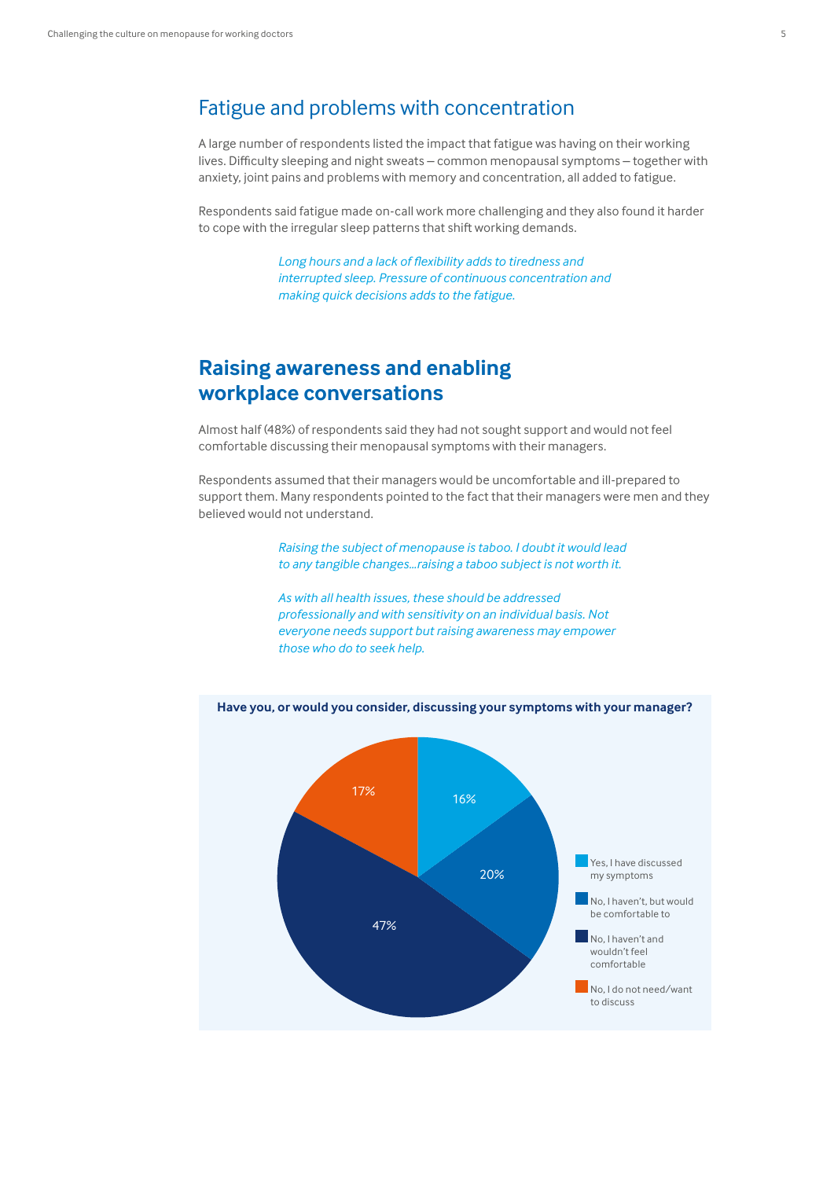## Fatigue and problems with concentration

A large number of respondents listed the impact that fatigue was having on their working lives. Difficulty sleeping and night sweats – common menopausal symptoms – together with anxiety, joint pains and problems with memory and concentration, all added to fatigue.

Respondents said fatigue made on-call work more challenging and they also found it harder to cope with the irregular sleep patterns that shift working demands.

*Long hours and a lack of flexibility adds to tiredness and interrupted sleep. Pressure of continuous concentration and making quick decisions adds to the fatigue.*

## Raising awareness and enabling workplace conversations

Almost half (48%) of respondents said they had not sought support and would not feel comfortable discussing their menopausal symptoms with their managers.

Respondents assumed that their managers would be uncomfortable and ill-prepared to support them. Many respondents pointed to the fact that their managers were men and they believed would not understand.

*Raising the subject of menopause is taboo. I doubt it would lead to any tangible changes...raising a taboo subject is not worth it.*

*As with all health issues, these should be addressed professionally and with sensitivity on an individual basis. Not everyone needs support but raising awareness may empower those who do to seek help.*

**Have you, or would you consider, discussing your symptoms with your manager?**

| Response | % |
| --- | --- |
| Yes, I have discussed my symptoms | 16% |
| No, I haven't, but would be comfortable to | 20% |
| No, I haven't and wouldn't feel comfortable | 47% |
| No, I do not need/want to discuss | 17% |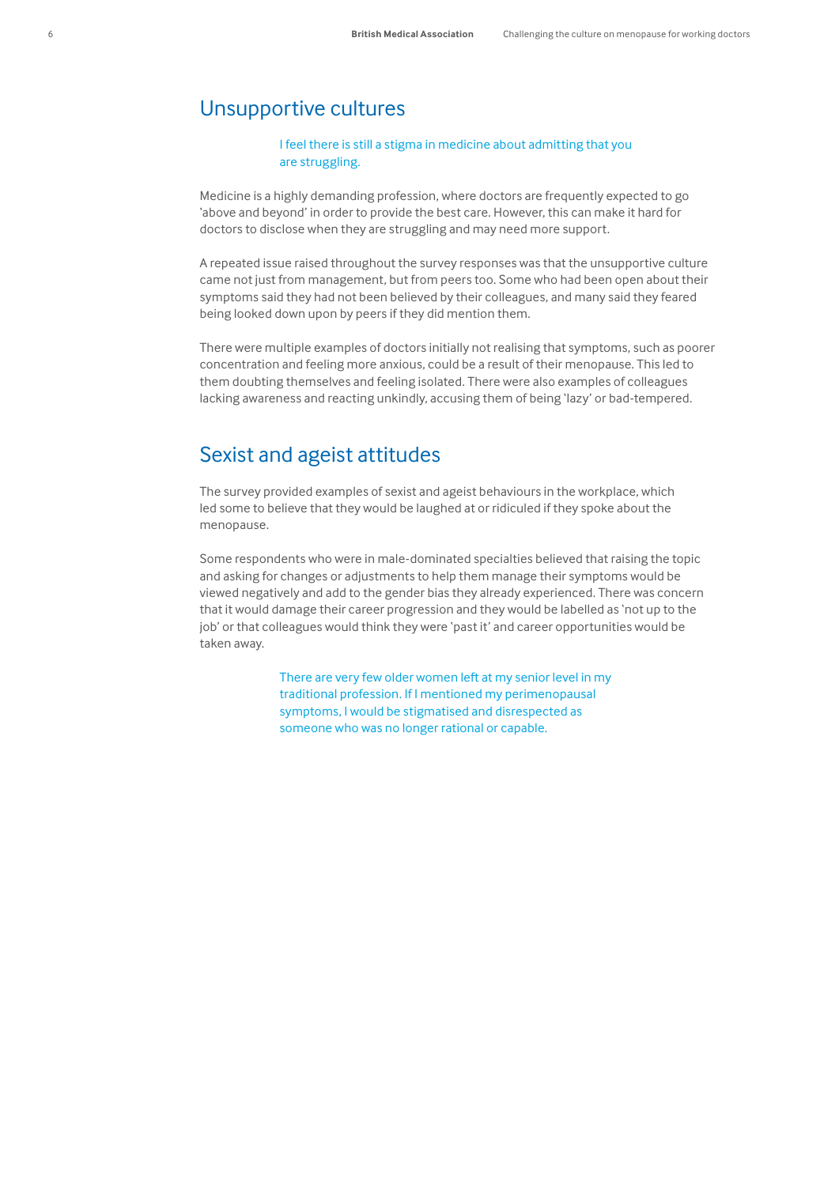## Unsupportive cultures

> I feel there is still a stigma in medicine about admitting that you are struggling.

Medicine is a highly demanding profession, where doctors are frequently expected to go 'above and beyond' in order to provide the best care. However, this can make it hard for doctors to disclose when they are struggling and may need more support.

A repeated issue raised throughout the survey responses was that the unsupportive culture came not just from management, but from peers too. Some who had been open about their symptoms said they had not been believed by their colleagues, and many said they feared being looked down upon by peers if they did mention them.

There were multiple examples of doctors initially not realising that symptoms, such as poorer concentration and feeling more anxious, could be a result of their menopause. This led to them doubting themselves and feeling isolated. There were also examples of colleagues lacking awareness and reacting unkindly, accusing them of being 'lazy' or bad-tempered.

## Sexist and ageist attitudes

The survey provided examples of sexist and ageist behaviours in the workplace, which led some to believe that they would be laughed at or ridiculed if they spoke about the menopause.

Some respondents who were in male-dominated specialties believed that raising the topic and asking for changes or adjustments to help them manage their symptoms would be viewed negatively and add to the gender bias they already experienced. There was concern that it would damage their career progression and they would be labelled as 'not up to the job' or that colleagues would think they were 'past it' and career opportunities would be taken away.

> There are very few older women left at my senior level in my traditional profession. If I mentioned my perimenopausal symptoms, I would be stigmatised and disrespected as someone who was no longer rational or capable.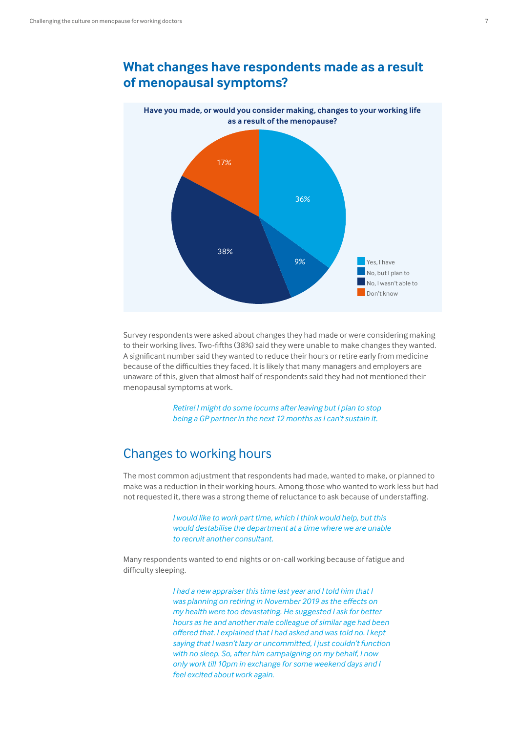## What changes have respondents made as a result of menopausal symptoms?

**Have you made, or would you consider making, changes to your working life as a result of the menopause?**

| Response | % |
|---|---|
| Yes, I have | 36% |
| No, but I plan to | 9% |
| No, I wasn't able to | 38% |
| Don't know | 17% |

Survey respondents were asked about changes they had made or were considering making to their working lives. Two-fifths (38%) said they were unable to make changes they wanted. A significant number said they wanted to reduce their hours or retire early from medicine because of the difficulties they faced. It is likely that many managers and employers are unaware of this, given that almost half of respondents said they had not mentioned their menopausal symptoms at work.

> *Retire! I might do some locums after leaving but I plan to stop being a GP partner in the next 12 months as I can't sustain it.*

## Changes to working hours

The most common adjustment that respondents had made, wanted to make, or planned to make was a reduction in their working hours. Among those who wanted to work less but had not requested it, there was a strong theme of reluctance to ask because of understaffing.

> *I would like to work part time, which I think would help, but this would destabilise the department at a time where we are unable to recruit another consultant.*

Many respondents wanted to end nights or on-call working because of fatigue and difficulty sleeping.

> *I had a new appraiser this time last year and I told him that I was planning on retiring in November 2019 as the effects on my health were too devastating. He suggested I ask for better hours as he and another male colleague of similar age had been offered that. I explained that I had asked and was told no. I kept saying that I wasn't lazy or uncommitted, I just couldn't function with no sleep. So, after him campaigning on my behalf, I now only work till 10pm in exchange for some weekend days and I feel excited about work again.*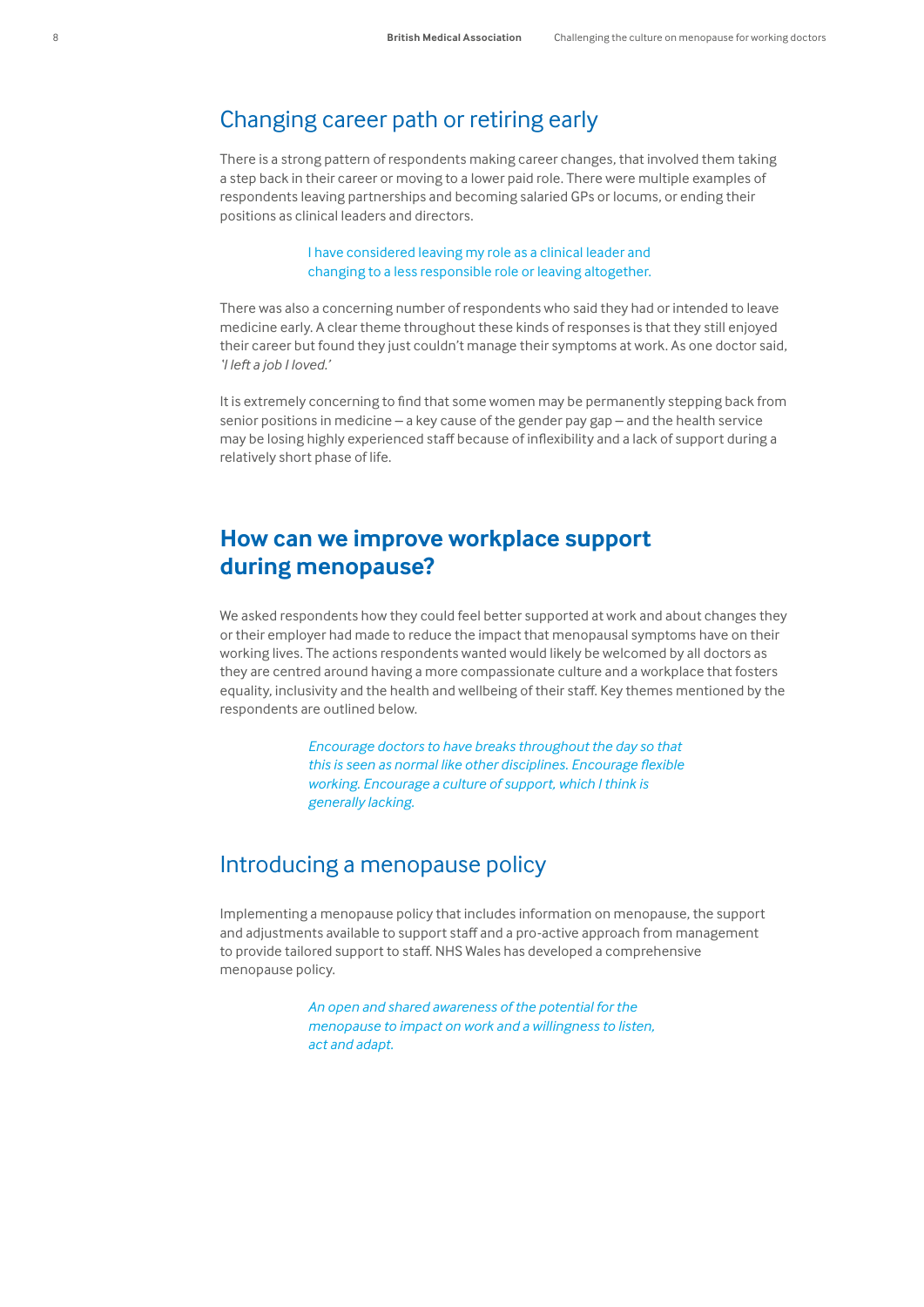## Changing career path or retiring early

There is a strong pattern of respondents making career changes, that involved them taking a step back in their career or moving to a lower paid role. There were multiple examples of respondents leaving partnerships and becoming salaried GPs or locums, or ending their positions as clinical leaders and directors.

> I have considered leaving my role as a clinical leader and changing to a less responsible role or leaving altogether.

There was also a concerning number of respondents who said they had or intended to leave medicine early. A clear theme throughout these kinds of responses is that they still enjoyed their career but found they just couldn't manage their symptoms at work. As one doctor said, *'I left a job I loved.'*

It is extremely concerning to find that some women may be permanently stepping back from senior positions in medicine – a key cause of the gender pay gap – and the health service may be losing highly experienced staff because of inflexibility and a lack of support during a relatively short phase of life.

# How can we improve workplace support during menopause?

We asked respondents how they could feel better supported at work and about changes they or their employer had made to reduce the impact that menopausal symptoms have on their working lives. The actions respondents wanted would likely be welcomed by all doctors as they are centred around having a more compassionate culture and a workplace that fosters equality, inclusivity and the health and wellbeing of their staff. Key themes mentioned by the respondents are outlined below.

> *Encourage doctors to have breaks throughout the day so that this is seen as normal like other disciplines. Encourage flexible working. Encourage a culture of support, which I think is generally lacking.*

## Introducing a menopause policy

Implementing a menopause policy that includes information on menopause, the support and adjustments available to support staff and a pro-active approach from management to provide tailored support to staff. NHS Wales has developed a comprehensive menopause policy.

> *An open and shared awareness of the potential for the menopause to impact on work and a willingness to listen, act and adapt.*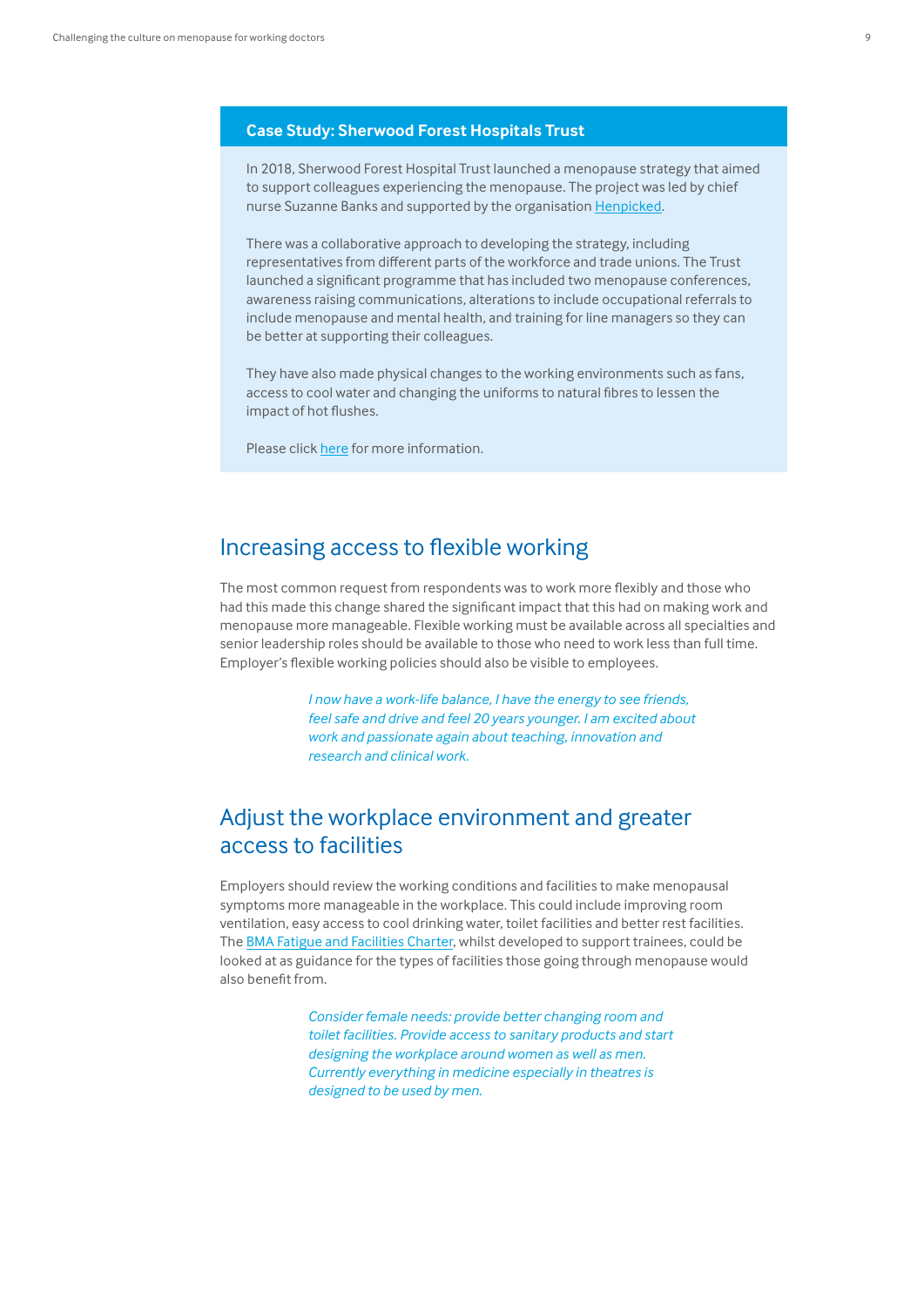### Case Study: Sherwood Forest Hospitals Trust

In 2018, Sherwood Forest Hospital Trust launched a menopause strategy that aimed to support colleagues experiencing the menopause. The project was led by chief nurse Suzanne Banks and supported by the organisation Henpicked.

There was a collaborative approach to developing the strategy, including representatives from different parts of the workforce and trade unions. The Trust launched a significant programme that has included two menopause conferences, awareness raising communications, alterations to include occupational referrals to include menopause and mental health, and training for line managers so they can be better at supporting their colleagues.

They have also made physical changes to the working environments such as fans, access to cool water and changing the uniforms to natural fibres to lessen the impact of hot flushes.

Please click here for more information.

## Increasing access to flexible working

The most common request from respondents was to work more flexibly and those who had this made this change shared the significant impact that this had on making work and menopause more manageable. Flexible working must be available across all specialties and senior leadership roles should be available to those who need to work less than full time. Employer's flexible working policies should also be visible to employees.

> *I now have a work-life balance, I have the energy to see friends, feel safe and drive and feel 20 years younger. I am excited about work and passionate again about teaching, innovation and research and clinical work.*

## Adjust the workplace environment and greater access to facilities

Employers should review the working conditions and facilities to make menopausal symptoms more manageable in the workplace. This could include improving room ventilation, easy access to cool drinking water, toilet facilities and better rest facilities. The BMA Fatigue and Facilities Charter, whilst developed to support trainees, could be looked at as guidance for the types of facilities those going through menopause would also benefit from.

> *Consider female needs: provide better changing room and toilet facilities. Provide access to sanitary products and start designing the workplace around women as well as men. Currently everything in medicine especially in theatres is designed to be used by men.*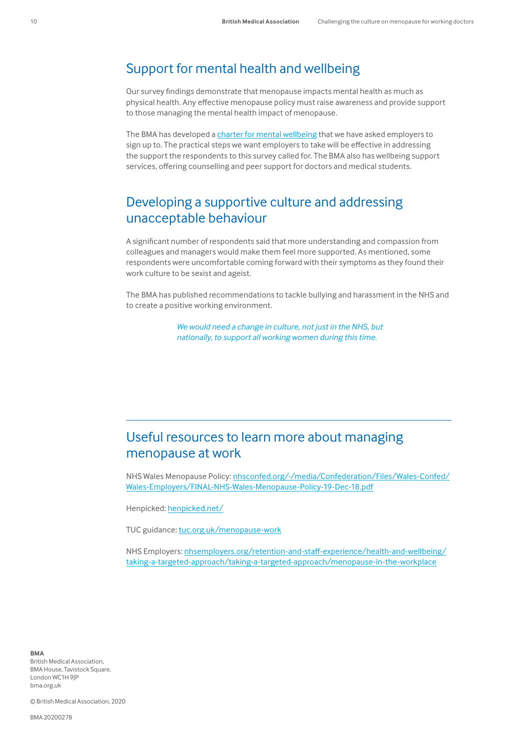## Support for mental health and wellbeing

Our survey findings demonstrate that menopause impacts mental health as much as physical health. Any effective menopause policy must raise awareness and provide support to those managing the mental health impact of menopause.

The BMA has developed a charter for mental wellbeing that we have asked employers to sign up to. The practical steps we want employers to take will be effective in addressing the support the respondents to this survey called for. The BMA also has wellbeing support services, offering counselling and peer support for doctors and medical students.

## Developing a supportive culture and addressing unacceptable behaviour

A significant number of respondents said that more understanding and compassion from colleagues and managers would make them feel more supported. As mentioned, some respondents were uncomfortable coming forward with their symptoms as they found their work culture to be sexist and ageist.

The BMA has published recommendations to tackle bullying and harassment in the NHS and to create a positive working environment.

> *We would need a change in culture, not just in the NHS, but nationally, to support all working women during this time.*

---

## Useful resources to learn more about managing menopause at work

NHS Wales Menopause Policy: nhsconfed.org/-/media/Confederation/Files/Wales-Confed/Wales-Employers/FINAL-NHS-Wales-Menopause-Policy-19-Dec-18.pdf

Henpicked: henpicked.net/

TUC guidance: tuc.org.uk/menopause-work

NHS Employers: nhsemployers.org/retention-and-staff-experience/health-and-wellbeing/taking-a-targeted-approach/taking-a-targeted-approach/menopause-in-the-workplace

**BMA**
British Medical Association,
BMA House, Tavistock Square,
London WC1H 9JP
bma.org.uk

© British Medical Association, 2020

BMA 20200278